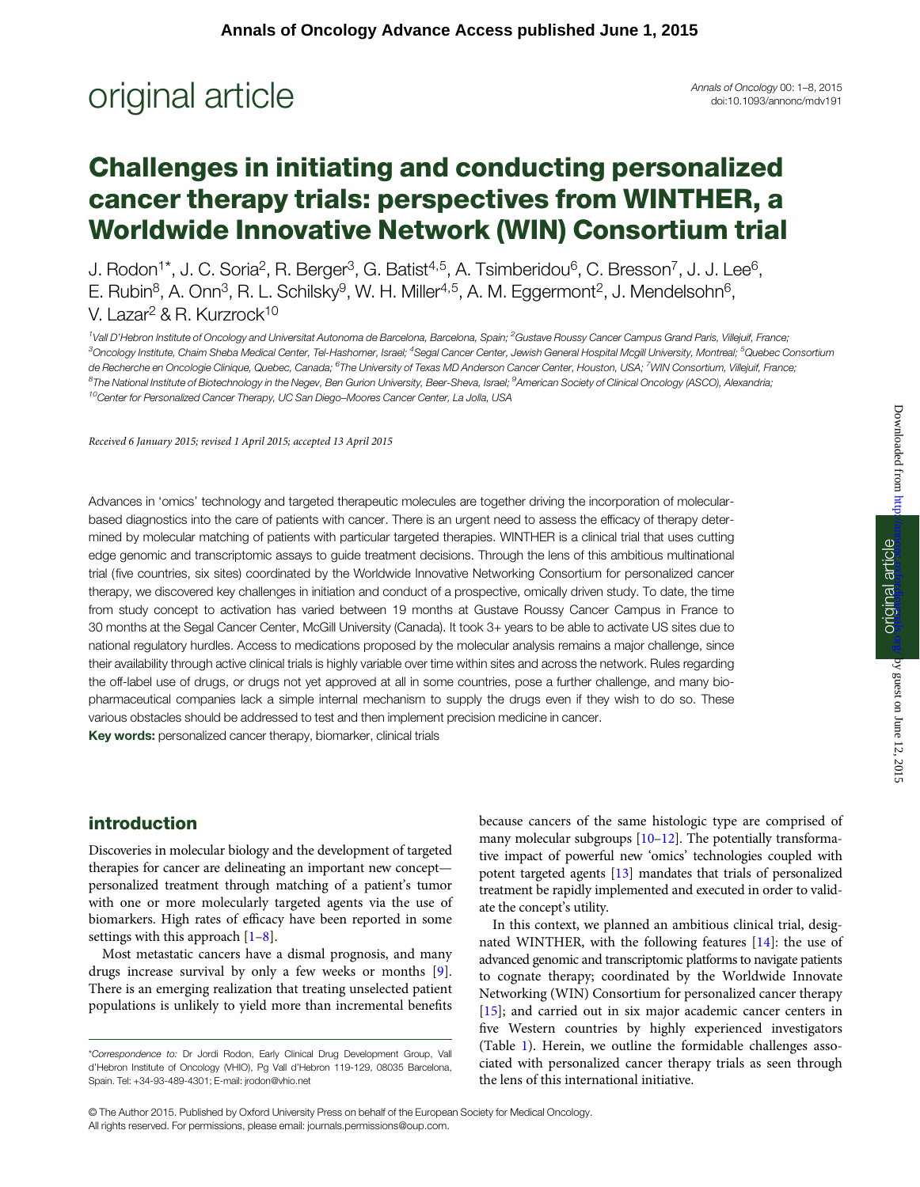# Challenges in initiating and conducting personalized cancer therapy trials: perspectives from WINTHER, a Worldwide Innovative Network (WIN) Consortium trial

J. Rodon[1*], J. C. Soria[2], R. Berger[3], G. Batist[4,5], A. Tsimberidou[6], C. Bresson[7], J. J. Lee[6], E. Rubin[8], A. Onn[3], R. L. Schilsky[9], W. H. Miller[4,5], A. M. Eggermont[2], J. Mendelsohn[6], V. Lazar[2] & R. Kurzrock[10]

[1]Vall D'Hebron Institute of Oncology and Universitat Autonoma de Barcelona, Barcelona, Spain; [2]Gustave Roussy Cancer Campus Grand Paris, Villejuif, France; [3]Oncology Institute, Chaim Sheba Medical Center, Tel-Hashomer, Israel; [4]Segal Cancer Center, Jewish General Hospital Mcgill University, Montreal; [5]Quebec Consortium de Recherche en Oncologie Clinique, Quebec, Canada; [6]The University of Texas MD Anderson Cancer Center, Houston, USA; [7]WIN Consortium, Villejuif, France; [8]The National Institute of Biotechnology in the Negev, Ben Gurion University, Beer-Sheva, Israel; [9]American Society of Clinical Oncology (ASCO), Alexandria; [10]Center for Personalized Cancer Therapy, UC San Diego–Moores Cancer Center, La Jolla, USA

*Received 6 January 2015; revised 1 April 2015; accepted 13 April 2015*

Advances in 'omics' technology and targeted therapeutic molecules are together driving the incorporation of molecular-based diagnostics into the care of patients with cancer. There is an urgent need to assess the efficacy of therapy determined by molecular matching of patients with particular targeted therapies. WINTHER is a clinical trial that uses cutting edge genomic and transcriptomic assays to guide treatment decisions. Through the lens of this ambitious multinational trial (five countries, six sites) coordinated by the Worldwide Innovative Networking Consortium for personalized cancer therapy, we discovered key challenges in initiation and conduct of a prospective, omically driven study. To date, the time from study concept to activation has varied between 19 months at Gustave Roussy Cancer Campus in France to 30 months at the Segal Cancer Center, McGill University (Canada). It took 3+ years to be able to activate US sites due to national regulatory hurdles. Access to medications proposed by the molecular analysis remains a major challenge, since their availability through active clinical trials is highly variable over time within sites and across the network. Rules regarding the off-label use of drugs, or drugs not yet approved at all in some countries, pose a further challenge, and many bio-pharmaceutical companies lack a simple internal mechanism to supply the drugs even if they wish to do so. These various obstacles should be addressed to test and then implement precision medicine in cancer.

**Key words:** personalized cancer therapy, biomarker, clinical trials

## introduction

Discoveries in molecular biology and the development of targeted therapies for cancer are delineating an important new concept—personalized treatment through matching of a patient's tumor with one or more molecularly targeted agents via the use of biomarkers. High rates of efficacy have been reported in some settings with this approach [1–8].

Most metastatic cancers have a dismal prognosis, and many drugs increase survival by only a few weeks or months [9]. There is an emerging realization that treating unselected patient populations is unlikely to yield more than incremental benefits because cancers of the same histologic type are comprised of many molecular subgroups [10–12]. The potentially transformative impact of powerful new 'omics' technologies coupled with potent targeted agents [13] mandates that trials of personalized treatment be rapidly implemented and executed in order to validate the concept's utility.

In this context, we planned an ambitious clinical trial, designated WINTHER, with the following features [14]: the use of advanced genomic and transcriptomic platforms to navigate patients to cognate therapy; coordinated by the Worldwide Innovate Networking (WIN) Consortium for personalized cancer therapy [15]; and carried out in six major academic cancer centers in five Western countries by highly experienced investigators (Table 1). Herein, we outline the formidable challenges associated with personalized cancer therapy trials as seen through the lens of this international initiative.

\*Correspondence to: Dr Jordi Rodon, Early Clinical Drug Development Group, Vall d'Hebron Institute of Oncology (VHIO), Pg Vall d'Hebron 119-129, 08035 Barcelona, Spain. Tel: +34-93-489-4301; E-mail: jrodon@vhio.net

© The Author 2015. Published by Oxford University Press on behalf of the European Society for Medical Oncology. All rights reserved. For permissions, please email: journals.permissions@oup.com.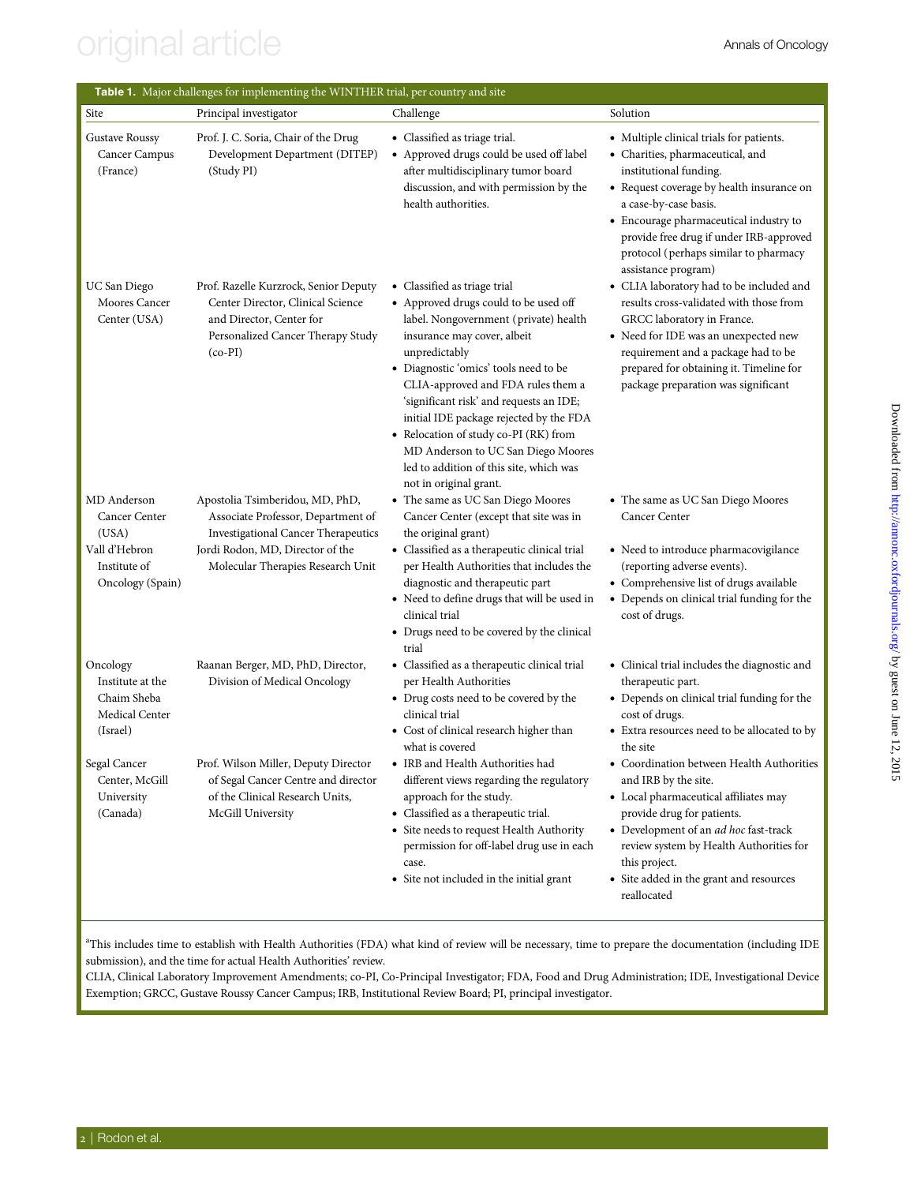**Table 1.** Major challenges for implementing the WINTHER trial, per country and site

| Site | Principal investigator | Challenge | Solution |
|---|---|---|---|
| Gustave Roussy Cancer Campus (France) | Prof. J. C. Soria, Chair of the Drug Development Department (DITEP) (Study PI) | • Classified as triage trial.<br>• Approved drugs could be used off label after multidisciplinary tumor board discussion, and with permission by the health authorities. | • Multiple clinical trials for patients.<br>• Charities, pharmaceutical, and institutional funding.<br>• Request coverage by health insurance on a case-by-case basis.<br>• Encourage pharmaceutical industry to provide free drug if under IRB-approved protocol (perhaps similar to pharmacy assistance program) |
| UC San Diego Moores Cancer Center (USA) | Prof. Razelle Kurzrock, Senior Deputy Center Director, Clinical Science and Director, Center for Personalized Cancer Therapy Study (co-PI) | • Classified as triage trial<br>• Approved drugs could be used off label. Nongovernment (private) health insurance may cover, albeit unpredictably<br>• Diagnostic 'omics' tools need to be CLIA-approved and FDA rules them a 'significant risk' and requests an IDE; initial IDE package rejected by the FDA<br>• Relocation of study co-PI (RK) from MD Anderson to UC San Diego Moores led to addition of this site, which was not in original grant. | • CLIA laboratory had to be included and results cross-validated with those from GRCC laboratory in France.<br>• Need for IDE was an unexpected new requirement and a package had to be prepared for obtaining it. Timeline for package preparation was significant |
| MD Anderson Cancer Center (USA) | Apostolia Tsimberidou, MD, PhD, Associate Professor, Department of Investigational Cancer Therapeutics | • The same as UC San Diego Moores Cancer Center (except that site was in the original grant) | • The same as UC San Diego Moores Cancer Center |
| Vall d'Hebron Institute of Oncology (Spain) | Jordi Rodon, MD, Director of the Molecular Therapies Research Unit | • Classified as a therapeutic clinical trial per Health Authorities that includes the diagnostic and therapeutic part<br>• Need to define drugs that will be used in clinical trial<br>• Drugs need to be covered by the clinical trial | • Need to introduce pharmacovigilance (reporting adverse events).<br>• Comprehensive list of drugs available<br>• Depends on clinical trial funding for the cost of drugs. |
| Oncology Institute at the Chaim Sheba Medical Center (Israel) | Raanan Berger, MD, PhD, Director, Division of Medical Oncology | • Classified as a therapeutic clinical trial per Health Authorities<br>• Drug costs need to be covered by the clinical trial<br>• Cost of clinical research higher than what is covered | • Clinical trial includes the diagnostic and therapeutic part.<br>• Depends on clinical trial funding for the cost of drugs.<br>• Extra resources need to be allocated to by the site |
| Segal Cancer Center, McGill University (Canada) | Prof. Wilson Miller, Deputy Director of Segal Cancer Centre and director of the Clinical Research Units, McGill University | • IRB and Health Authorities had different views regarding the regulatory approach for the study.<br>• Classified as a therapeutic trial.<br>• Site needs to request Health Authority permission for off-label drug use in each case.<br>• Site not included in the initial grant | • Coordination between Health Authorities and IRB by the site.<br>• Local pharmaceutical affiliates may provide drug for patients.<br>• Development of an *ad hoc* fast-track review system by Health Authorities for this project.<br>• Site added in the grant and resources reallocated |

[a]This includes time to establish with Health Authorities (FDA) what kind of review will be necessary, time to prepare the documentation (including IDE submission), and the time for actual Health Authorities' review.

CLIA, Clinical Laboratory Improvement Amendments; co-PI, Co-Principal Investigator; FDA, Food and Drug Administration; IDE, Investigational Device Exemption; GRCC, Gustave Roussy Cancer Campus; IRB, Institutional Review Board; PI, principal investigator.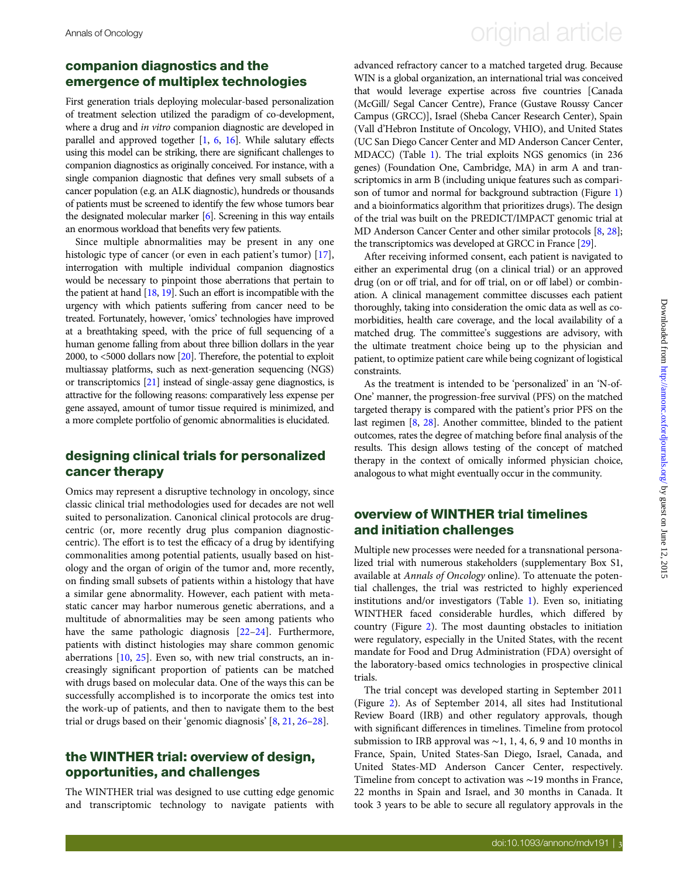## companion diagnostics and the emergence of multiplex technologies

First generation trials deploying molecular-based personalization of treatment selection utilized the paradigm of co-development, where a drug and *in vitro* companion diagnostic are developed in parallel and approved together [1, 6, 16]. While salutary effects using this model can be striking, there are significant challenges to companion diagnostics as originally conceived. For instance, with a single companion diagnostic that defines very small subsets of a cancer population (e.g. an ALK diagnostic), hundreds or thousands of patients must be screened to identify the few whose tumors bear the designated molecular marker [6]. Screening in this way entails an enormous workload that benefits very few patients.

Since multiple abnormalities may be present in any one histologic type of cancer (or even in each patient's tumor) [17], interrogation with multiple individual companion diagnostics would be necessary to pinpoint those aberrations that pertain to the patient at hand [18, 19]. Such an effort is incompatible with the urgency with which patients suffering from cancer need to be treated. Fortunately, however, 'omics' technologies have improved at a breathtaking speed, with the price of full sequencing of a human genome falling from about three billion dollars in the year 2000, to <5000 dollars now [20]. Therefore, the potential to exploit multiassay platforms, such as next-generation sequencing (NGS) or transcriptomics [21] instead of single-assay gene diagnostics, is attractive for the following reasons: comparatively less expense per gene assayed, amount of tumor tissue required is minimized, and a more complete portfolio of genomic abnormalities is elucidated.

## designing clinical trials for personalized cancer therapy

Omics may represent a disruptive technology in oncology, since classic clinical trial methodologies used for decades are not well suited to personalization. Canonical clinical protocols are drug-centric (or, more recently drug plus companion diagnostic-centric). The effort is to test the efficacy of a drug by identifying commonalities among potential patients, usually based on histology and the organ of origin of the tumor and, more recently, on finding small subsets of patients within a histology that have a similar gene abnormality. However, each patient with metastatic cancer may harbor numerous genetic aberrations, and a multitude of abnormalities may be seen among patients who have the same pathologic diagnosis [22–24]. Furthermore, patients with distinct histologies may share common genomic aberrations [10, 25]. Even so, with new trial constructs, an increasingly significant proportion of patients can be matched with drugs based on molecular data. One of the ways this can be successfully accomplished is to incorporate the omics test into the work-up of patients, and then to navigate them to the best trial or drugs based on their 'genomic diagnosis' [8, 21, 26–28].

## the WINTHER trial: overview of design, opportunities, and challenges

The WINTHER trial was designed to use cutting edge genomic and transcriptomic technology to navigate patients with advanced refractory cancer to a matched targeted drug. Because WIN is a global organization, an international trial was conceived that would leverage expertise across five countries [Canada (McGill/ Segal Cancer Centre), France (Gustave Roussy Cancer Campus (GRCC)], Israel (Sheba Cancer Research Center), Spain (Vall d'Hebron Institute of Oncology, VHIO), and United States (UC San Diego Cancer Center and MD Anderson Cancer Center, MDACC) (Table 1). The trial exploits NGS genomics (in 236 genes) (Foundation One, Cambridge, MA) in arm A and transcriptomics in arm B (including unique features such as comparison of tumor and normal for background subtraction (Figure 1) and a bioinformatics algorithm that prioritizes drugs). The design of the trial was built on the PREDICT/IMPACT genomic trial at MD Anderson Cancer Center and other similar protocols [8, 28]; the transcriptomics was developed at GRCC in France [29].

After receiving informed consent, each patient is navigated to either an experimental drug (on a clinical trial) or an approved drug (on or off trial, and for off trial, on or off label) or combination. A clinical management committee discusses each patient thoroughly, taking into consideration the omic data as well as co-morbidities, health care coverage, and the local availability of a matched drug. The committee's suggestions are advisory, with the ultimate treatment choice being up to the physician and patient, to optimize patient care while being cognizant of logistical constraints.

As the treatment is intended to be 'personalized' in an 'N-of-One' manner, the progression-free survival (PFS) on the matched targeted therapy is compared with the patient's prior PFS on the last regimen [8, 28]. Another committee, blinded to the patient outcomes, rates the degree of matching before final analysis of the results. This design allows testing of the concept of matched therapy in the context of omically informed physician choice, analogous to what might eventually occur in the community.

## overview of WINTHER trial timelines and initiation challenges

Multiple new processes were needed for a transnational personalized trial with numerous stakeholders (supplementary Box S1, available at *Annals of Oncology* online). To attenuate the potential challenges, the trial was restricted to highly experienced institutions and/or investigators (Table 1). Even so, initiating WINTHER faced considerable hurdles, which differed by country (Figure 2). The most daunting obstacles to initiation were regulatory, especially in the United States, with the recent mandate for Food and Drug Administration (FDA) oversight of the laboratory-based omics technologies in prospective clinical trials.

The trial concept was developed starting in September 2011 (Figure 2). As of September 2014, all sites had Institutional Review Board (IRB) and other regulatory approvals, though with significant differences in timelines. Timeline from protocol submission to IRB approval was ∼1, 1, 4, 6, 9 and 10 months in France, Spain, United States-San Diego, Israel, Canada, and United States-MD Anderson Cancer Center, respectively. Timeline from concept to activation was ∼19 months in France, 22 months in Spain and Israel, and 30 months in Canada. It took 3 years to be able to secure all regulatory approvals in the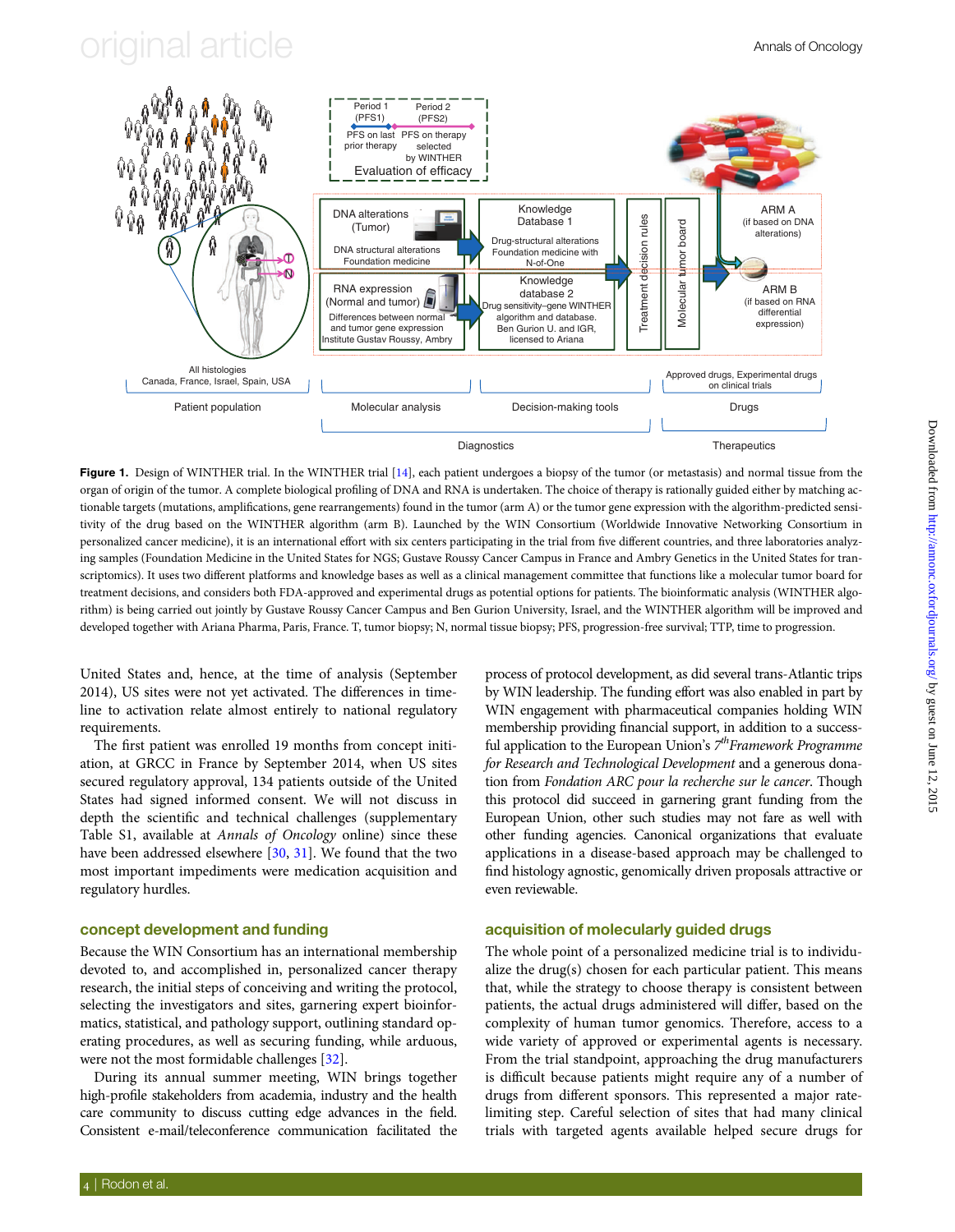**Figure 1.** Design of WINTHER trial. In the WINTHER trial [14], each patient undergoes a biopsy of the tumor (or metastasis) and normal tissue from the organ of origin of the tumor. A complete biological profiling of DNA and RNA is undertaken. The choice of therapy is rationally guided either by matching actionable targets (mutations, amplifications, gene rearrangements) found in the tumor (arm A) or the tumor gene expression with the algorithm-predicted sensitivity of the drug based on the WINTHER algorithm (arm B). Launched by the WIN Consortium (Worldwide Innovative Networking Consortium in personalized cancer medicine), it is an international effort with six centers participating in the trial from five different countries, and three laboratories analyzing samples (Foundation Medicine in the United States for NGS; Gustave Roussy Cancer Campus in France and Ambry Genetics in the United States for transcriptomics). It uses two different platforms and knowledge bases as well as a clinical management committee that functions like a molecular tumor board for treatment decisions, and considers both FDA-approved and experimental drugs as potential options for patients. The bioinformatic analysis (WINTHER algorithm) is being carried out jointly by Gustave Roussy Cancer Campus and Ben Gurion University, Israel, and the WINTHER algorithm will be improved and developed together with Ariana Pharma, Paris, France. T, tumor biopsy; N, normal tissue biopsy; PFS, progression-free survival; TTP, time to progression.

United States and, hence, at the time of analysis (September 2014), US sites were not yet activated. The differences in timeline to activation relate almost entirely to national regulatory requirements.

The first patient was enrolled 19 months from concept initiation, at GRCC in France by September 2014, when US sites secured regulatory approval, 134 patients outside of the United States had signed informed consent. We will not discuss in depth the scientific and technical challenges (supplementary Table S1, available at *Annals of Oncology* online) since these have been addressed elsewhere [30, 31]. We found that the two most important impediments were medication acquisition and regulatory hurdles.

## concept development and funding

Because the WIN Consortium has an international membership devoted to, and accomplished in, personalized cancer therapy research, the initial steps of conceiving and writing the protocol, selecting the investigators and sites, garnering expert bioinformatics, statistical, and pathology support, outlining standard operating procedures, as well as securing funding, while arduous, were not the most formidable challenges [32].

During its annual summer meeting, WIN brings together high-profile stakeholders from academia, industry and the health care community to discuss cutting edge advances in the field. Consistent e-mail/teleconference communication facilitated the process of protocol development, as did several trans-Atlantic trips by WIN leadership. The funding effort was also enabled in part by WIN engagement with pharmaceutical companies holding WIN membership providing financial support, in addition to a successful application to the European Union's 7*th* *Framework Programme for Research and Technological Development* and a generous donation from *Fondation ARC pour la recherche sur le cancer*. Though this protocol did succeed in garnering grant funding from the European Union, other such studies may not fare as well with other funding agencies. Canonical organizations that evaluate applications in a disease-based approach may be challenged to find histology agnostic, genomically driven proposals attractive or even reviewable.

## acquisition of molecularly guided drugs

The whole point of a personalized medicine trial is to individualize the drug(s) chosen for each particular patient. This means that, while the strategy to choose therapy is consistent between patients, the actual drugs administered will differ, based on the complexity of human tumor genomics. Therefore, access to a wide variety of approved or experimental agents is necessary. From the trial standpoint, approaching the drug manufacturers is difficult because patients might require any of a number of drugs from different sponsors. This represented a major rate-limiting step. Careful selection of sites that had many clinical trials with targeted agents available helped secure drugs for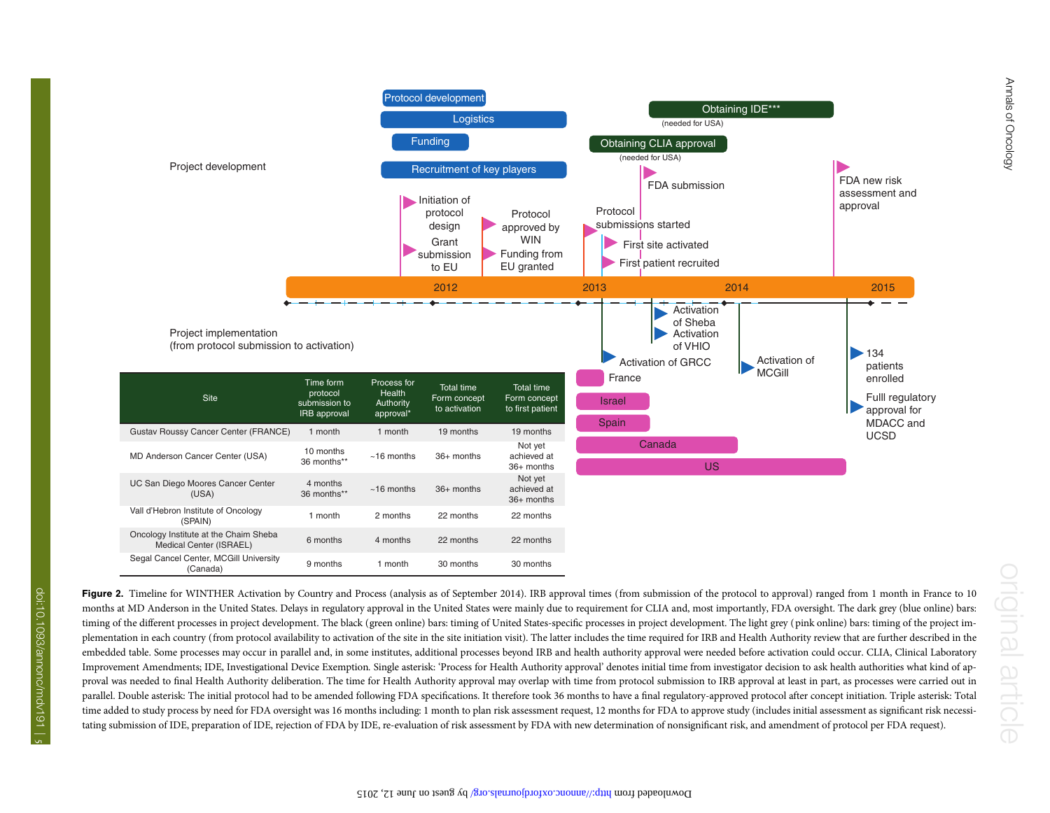Project development

Protocol development

Logistics

Funding

Recruitment of key players

Obtaining IDE***
(needed for USA)

Obtaining CLIA approval
(needed for USA)

FDA submission

FDA new risk assessment and approval

Initiation of protocol design

Grant submission to EU

Protocol approved by WIN

Funding from EU granted

Protocol submissions started

First site activated

First patient recruited

2012 — 2013 — 2014 — 2015

Project implementation
(from protocol submission to activation)

Activation of Sheba

Activation of VHIO

Activation of GRCC

Activation of MCGill

134 patients enrolled

Fulll regulatory approval for MDACC and UCSD

France

Israel

Spain

Canada

US

| Site | Time form protocol submission to IRB approval | Process for Health Authority approval* | Total time Form concept to activation | Total time Form concept to first patient |
|---|---|---|---|---|
| Gustav Roussy Cancer Center (FRANCE) | 1 month | 1 month | 19 months | 19 months |
| MD Anderson Cancer Center (USA) | 10 months<br>36 months** | ~16 months | 36+ months | Not yet achieved at 36+ months |
| UC San Diego Moores Cancer Center (USA) | 4 months<br>36 months** | ~16 months | 36+ months | Not yet achieved at 36+ months |
| Vall d'Hebron Institute of Oncology (SPAIN) | 1 month | 2 months | 22 months | 22 months |
| Oncology Institute at the Chaim Sheba Medical Center (ISRAEL) | 6 months | 4 months | 22 months | 22 months |
| Segal Cancel Center, MCGill University (Canada) | 9 months | 1 month | 30 months | 30 months |

**Figure 2.** Timeline for WINTHER Activation by Country and Process (analysis as of September 2014). IRB approval times (from submission of the protocol to approval) ranged from 1 month in France to 10 months at MD Anderson in the United States. Delays in regulatory approval in the United States were mainly due to requirement for CLIA and, most importantly, FDA oversight. The dark grey (blue online) bars: timing of the different processes in project development. The black (green online) bars: timing of United States-specific processes in project development. The light grey (pink online) bars: timing of the project implementation in each country (from protocol availability to activation of the site in the site initiation visit). The latter includes the time required for IRB and Health Authority review that are further described in the embedded table. Some processes may occur in parallel and, in some institutes, additional processes beyond IRB and health authority approval were needed before activation could occur. CLIA, Clinical Laboratory Improvement Amendments; IDE, Investigational Device Exemption. Single asterisk: 'Process for Health Authority approval' denotes initial time from investigator decision to ask health authorities what kind of approval was needed to final Health Authority deliberation. The time for Health Authority approval may overlap with time from protocol submission to IRB approval at least in part, as processes were carried out in parallel. Double asterisk: The initial protocol had to be amended following FDA specifications. It therefore took 36 months to have a final regulatory-approved protocol after concept initiation. Triple asterisk: Total time added to study process by need for FDA oversight was 16 months including: 1 month to plan risk assessment request, 12 months for FDA to approve study (includes initial assessment as significant risk necessitating submission of IDE, preparation of IDE, rejection of FDA by IDE, re-evaluation of risk assessment by FDA with new determination of nonsignificant risk, and amendment of protocol per FDA request).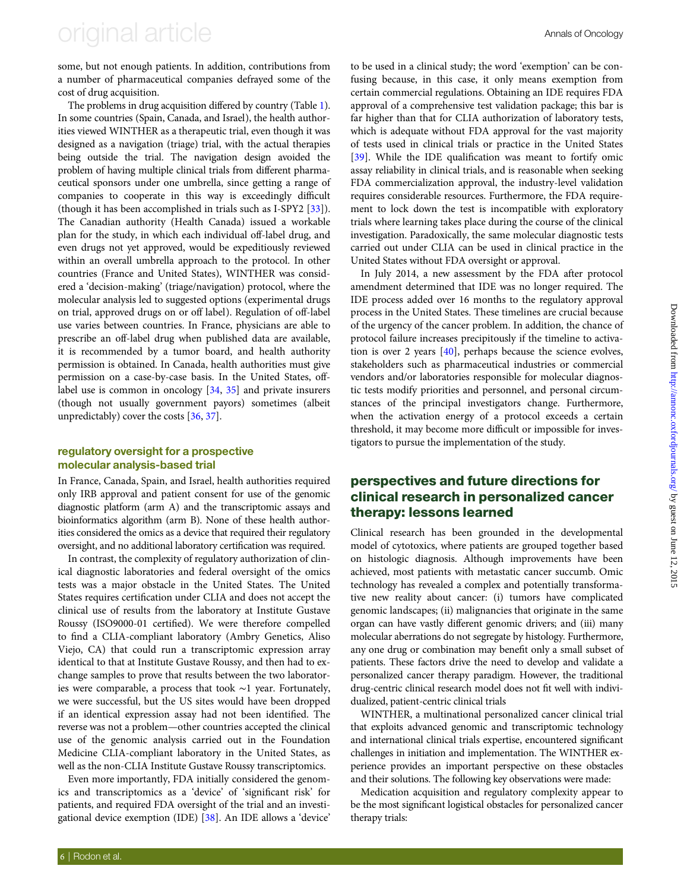some, but not enough patients. In addition, contributions from a number of pharmaceutical companies defrayed some of the cost of drug acquisition.

The problems in drug acquisition differed by country (Table 1). In some countries (Spain, Canada, and Israel), the health authorities viewed WINTHER as a therapeutic trial, even though it was designed as a navigation (triage) trial, with the actual therapies being outside the trial. The navigation design avoided the problem of having multiple clinical trials from different pharmaceutical sponsors under one umbrella, since getting a range of companies to cooperate in this way is exceedingly difficult (though it has been accomplished in trials such as I-SPY2 [33]). The Canadian authority (Health Canada) issued a workable plan for the study, in which each individual off-label drug, and even drugs not yet approved, would be expeditiously reviewed within an overall umbrella approach to the protocol. In other countries (France and United States), WINTHER was considered a 'decision-making' (triage/navigation) protocol, where the molecular analysis led to suggested options (experimental drugs on trial, approved drugs on or off label). Regulation of off-label use varies between countries. In France, physicians are able to prescribe an off-label drug when published data are available, it is recommended by a tumor board, and health authority permission is obtained. In Canada, health authorities must give permission on a case-by-case basis. In the United States, off-label use is common in oncology [34, 35] and private insurers (though not usually government payors) sometimes (albeit unpredictably) cover the costs [36, 37].

## regulatory oversight for a prospective molecular analysis-based trial

In France, Canada, Spain, and Israel, health authorities required only IRB approval and patient consent for use of the genomic diagnostic platform (arm A) and the transcriptomic assays and bioinformatics algorithm (arm B). None of these health authorities considered the omics as a device that required their regulatory oversight, and no additional laboratory certification was required.

In contrast, the complexity of regulatory authorization of clinical diagnostic laboratories and federal oversight of the omics tests was a major obstacle in the United States. The United States requires certification under CLIA and does not accept the clinical use of results from the laboratory at Institute Gustave Roussy (ISO9000-01 certified). We were therefore compelled to find a CLIA-compliant laboratory (Ambry Genetics, Aliso Viejo, CA) that could run a transcriptomic expression array identical to that at Institute Gustave Roussy, and then had to exchange samples to prove that results between the two laboratories were comparable, a process that took ∼1 year. Fortunately, we were successful, but the US sites would have been dropped if an identical expression assay had not been identified. The reverse was not a problem—other countries accepted the clinical use of the genomic analysis carried out in the Foundation Medicine CLIA-compliant laboratory in the United States, as well as the non-CLIA Institute Gustave Roussy transcriptomics.

Even more importantly, FDA initially considered the genomics and transcriptomics as a 'device' of 'significant risk' for patients, and required FDA oversight of the trial and an investigational device exemption (IDE) [38]. An IDE allows a 'device' to be used in a clinical study; the word 'exemption' can be confusing because, in this case, it only means exemption from certain commercial regulations. Obtaining an IDE requires FDA approval of a comprehensive test validation package; this bar is far higher than that for CLIA authorization of laboratory tests, which is adequate without FDA approval for the vast majority of tests used in clinical trials or practice in the United States [39]. While the IDE qualification was meant to fortify omic assay reliability in clinical trials, and is reasonable when seeking FDA commercialization approval, the industry-level validation requires considerable resources. Furthermore, the FDA requirement to lock down the test is incompatible with exploratory trials where learning takes place during the course of the clinical investigation. Paradoxically, the same molecular diagnostic tests carried out under CLIA can be used in clinical practice in the United States without FDA oversight or approval.

In July 2014, a new assessment by the FDA after protocol amendment determined that IDE was no longer required. The IDE process added over 16 months to the regulatory approval process in the United States. These timelines are crucial because of the urgency of the cancer problem. In addition, the chance of protocol failure increases precipitously if the timeline to activation is over 2 years [40], perhaps because the science evolves, stakeholders such as pharmaceutical industries or commercial vendors and/or laboratories responsible for molecular diagnostic tests modify priorities and personnel, and personal circumstances of the principal investigators change. Furthermore, when the activation energy of a protocol exceeds a certain threshold, it may become more difficult or impossible for investigators to pursue the implementation of the study.

## perspectives and future directions for clinical research in personalized cancer therapy: lessons learned

Clinical research has been grounded in the developmental model of cytotoxics, where patients are grouped together based on histologic diagnosis. Although improvements have been achieved, most patients with metastatic cancer succumb. Omic technology has revealed a complex and potentially transformative new reality about cancer: (i) tumors have complicated genomic landscapes; (ii) malignancies that originate in the same organ can have vastly different genomic drivers; and (iii) many molecular aberrations do not segregate by histology. Furthermore, any one drug or combination may benefit only a small subset of patients. These factors drive the need to develop and validate a personalized cancer therapy paradigm. However, the traditional drug-centric clinical research model does not fit well with individualized, patient-centric clinical trials

WINTHER, a multinational personalized cancer clinical trial that exploits advanced genomic and transcriptomic technology and international clinical trials expertise, encountered significant challenges in initiation and implementation. The WINTHER experience provides an important perspective on these obstacles and their solutions. The following key observations were made:

Medication acquisition and regulatory complexity appear to be the most significant logistical obstacles for personalized cancer therapy trials: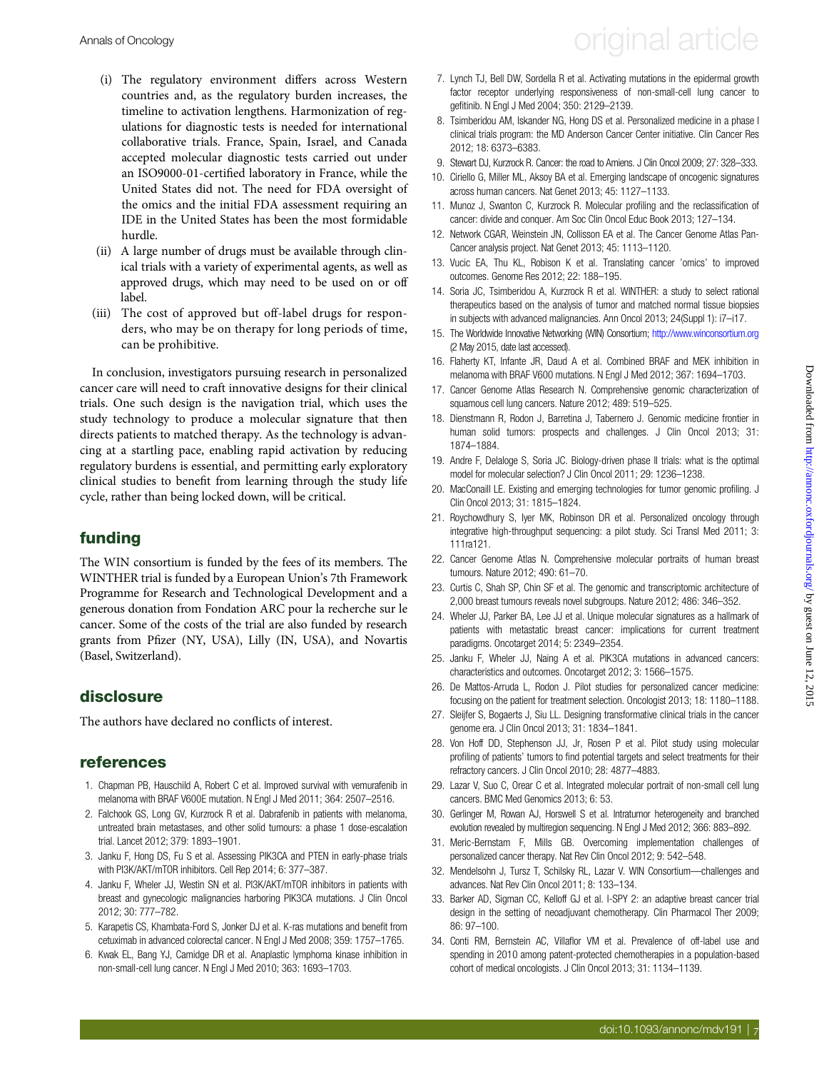(i) The regulatory environment differs across Western countries and, as the regulatory burden increases, the timeline to activation lengthens. Harmonization of regulations for diagnostic tests is needed for international collaborative trials. France, Spain, Israel, and Canada accepted molecular diagnostic tests carried out under an ISO9000-01-certified laboratory in France, while the United States did not. The need for FDA oversight of the omics and the initial FDA assessment requiring an IDE in the United States has been the most formidable hurdle.

(ii) A large number of drugs must be available through clinical trials with a variety of experimental agents, as well as approved drugs, which may need to be used on or off label.

(iii) The cost of approved but off-label drugs for responders, who may be on therapy for long periods of time, can be prohibitive.

In conclusion, investigators pursuing research in personalized cancer care will need to craft innovative designs for their clinical trials. One such design is the navigation trial, which uses the study technology to produce a molecular signature that then directs patients to matched therapy. As the technology is advancing at a startling pace, enabling rapid activation by reducing regulatory burdens is essential, and permitting early exploratory clinical studies to benefit from learning through the study life cycle, rather than being locked down, will be critical.

## funding

The WIN consortium is funded by the fees of its members. The WINTHER trial is funded by a European Union's 7th Framework Programme for Research and Technological Development and a generous donation from Fondation ARC pour la recherche sur le cancer. Some of the costs of the trial are also funded by research grants from Pfizer (NY, USA), Lilly (IN, USA), and Novartis (Basel, Switzerland).

## disclosure

The authors have declared no conflicts of interest.

## references

1. Chapman PB, Hauschild A, Robert C et al. Improved survival with vemurafenib in melanoma with BRAF V600E mutation. N Engl J Med 2011; 364: 2507–2516.
2. Falchook GS, Long GV, Kurzrock R et al. Dabrafenib in patients with melanoma, untreated brain metastases, and other solid tumours: a phase 1 dose-escalation trial. Lancet 2012; 379: 1893–1901.
3. Janku F, Hong DS, Fu S et al. Assessing PIK3CA and PTEN in early-phase trials with PI3K/AKT/mTOR inhibitors. Cell Rep 2014; 6: 377–387.
4. Janku F, Wheler JJ, Westin SN et al. PI3K/AKT/mTOR inhibitors in patients with breast and gynecologic malignancies harboring PIK3CA mutations. J Clin Oncol 2012; 30: 777–782.
5. Karapetis CS, Khambata-Ford S, Jonker DJ et al. K-ras mutations and benefit from cetuximab in advanced colorectal cancer. N Engl J Med 2008; 359: 1757–1765.
6. Kwak EL, Bang YJ, Camidge DR et al. Anaplastic lymphoma kinase inhibition in non-small-cell lung cancer. N Engl J Med 2010; 363: 1693–1703.
7. Lynch TJ, Bell DW, Sordella R et al. Activating mutations in the epidermal growth factor receptor underlying responsiveness of non-small-cell lung cancer to gefitinib. N Engl J Med 2004; 350: 2129–2139.
8. Tsimberidou AM, Iskander NG, Hong DS et al. Personalized medicine in a phase I clinical trials program: the MD Anderson Cancer Center initiative. Clin Cancer Res 2012; 18: 6373–6383.
9. Stewart DJ, Kurzrock R. Cancer: the road to Amiens. J Clin Oncol 2009; 27: 328–333.
10. Ciriello G, Miller ML, Aksoy BA et al. Emerging landscape of oncogenic signatures across human cancers. Nat Genet 2013; 45: 1127–1133.
11. Munoz J, Swanton C, Kurzrock R. Molecular profiling and the reclassification of cancer: divide and conquer. Am Soc Clin Oncol Educ Book 2013; 127–134.
12. Network CGAR, Weinstein JN, Collisson EA et al. The Cancer Genome Atlas Pan-Cancer analysis project. Nat Genet 2013; 45: 1113–1120.
13. Vucic EA, Thu KL, Robison K et al. Translating cancer 'omics' to improved outcomes. Genome Res 2012; 22: 188–195.
14. Soria JC, Tsimberidou A, Kurzrock R et al. WINTHER: a study to select rational therapeutics based on the analysis of tumor and matched normal tissue biopsies in subjects with advanced malignancies. Ann Oncol 2013; 24(Suppl 1): i7–i17.
15. The Worldwide Innovative Networking (WIN) Consortium; http://www.winconsortium.org (2 May 2015, date last accessed).
16. Flaherty KT, Infante JR, Daud A et al. Combined BRAF and MEK inhibition in melanoma with BRAF V600 mutations. N Engl J Med 2012; 367: 1694–1703.
17. Cancer Genome Atlas Research N. Comprehensive genomic characterization of squamous cell lung cancers. Nature 2012; 489: 519–525.
18. Dienstmann R, Rodon J, Barretina J, Tabernero J. Genomic medicine frontier in human solid tumors: prospects and challenges. J Clin Oncol 2013; 31: 1874–1884.
19. Andre F, Delaloge S, Soria JC. Biology-driven phase II trials: what is the optimal model for molecular selection? J Clin Oncol 2011; 29: 1236–1238.
20. MacConaill LE. Existing and emerging technologies for tumor genomic profiling. J Clin Oncol 2013; 31: 1815–1824.
21. Roychowdhury S, Iyer MK, Robinson DR et al. Personalized oncology through integrative high-throughput sequencing: a pilot study. Sci Transl Med 2011; 3: 111ra121.
22. Cancer Genome Atlas N. Comprehensive molecular portraits of human breast tumours. Nature 2012; 490: 61–70.
23. Curtis C, Shah SP, Chin SF et al. The genomic and transcriptomic architecture of 2,000 breast tumours reveals novel subgroups. Nature 2012; 486: 346–352.
24. Wheler JJ, Parker BA, Lee JJ et al. Unique molecular signatures as a hallmark of patients with metastatic breast cancer: implications for current treatment paradigms. Oncotarget 2014; 5: 2349–2354.
25. Janku F, Wheler JJ, Naing A et al. PIK3CA mutations in advanced cancers: characteristics and outcomes. Oncotarget 2012; 3: 1566–1575.
26. De Mattos-Arruda L, Rodon J. Pilot studies for personalized cancer medicine: focusing on the patient for treatment selection. Oncologist 2013; 18: 1180–1188.
27. Sleijfer S, Bogaerts J, Siu LL. Designing transformative clinical trials in the cancer genome era. J Clin Oncol 2013; 31: 1834–1841.
28. Von Hoff DD, Stephenson JJ, Jr, Rosen P et al. Pilot study using molecular profiling of patients' tumors to find potential targets and select treatments for their refractory cancers. J Clin Oncol 2010; 28: 4877–4883.
29. Lazar V, Suo C, Orear C et al. Integrated molecular portrait of non-small cell lung cancers. BMC Med Genomics 2013; 6: 53.
30. Gerlinger M, Rowan AJ, Horswell S et al. Intratumor heterogeneity and branched evolution revealed by multiregion sequencing. N Engl J Med 2012; 366: 883–892.
31. Meric-Bernstam F, Mills GB. Overcoming implementation challenges of personalized cancer therapy. Nat Rev Clin Oncol 2012; 9: 542–548.
32. Mendelsohn J, Tursz T, Schilsky RL, Lazar V. WIN Consortium—challenges and advances. Nat Rev Clin Oncol 2011; 8: 133–134.
33. Barker AD, Sigman CC, Kelloff GJ et al. I-SPY 2: an adaptive breast cancer trial design in the setting of neoadjuvant chemotherapy. Clin Pharmacol Ther 2009; 86: 97–100.
34. Conti RM, Bernstein AC, Villaflor VM et al. Prevalence of off-label use and spending in 2010 among patent-protected chemotherapies in a population-based cohort of medical oncologists. J Clin Oncol 2013; 31: 1134–1139.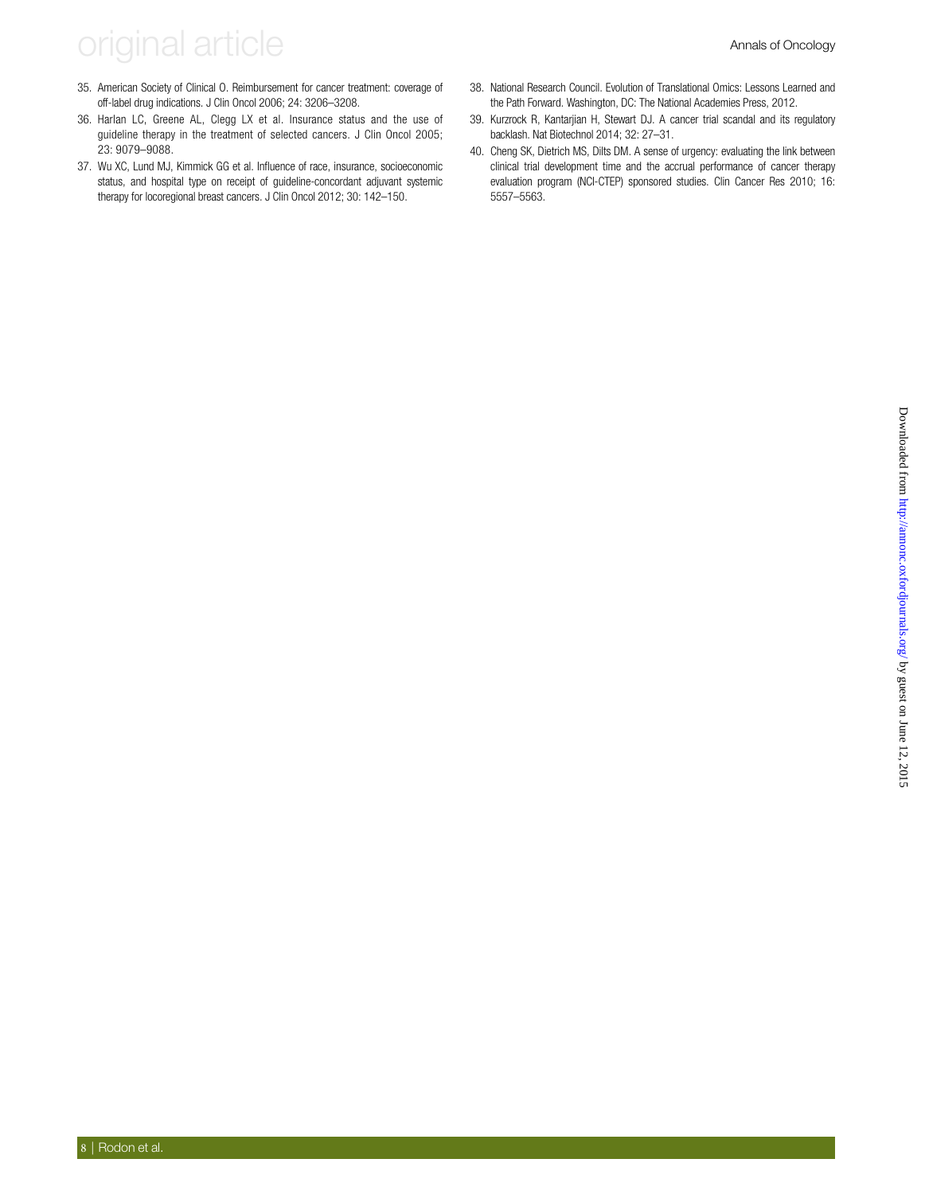35. American Society of Clinical O. Reimbursement for cancer treatment: coverage of off-label drug indications. J Clin Oncol 2006; 24: 3206–3208.
36. Harlan LC, Greene AL, Clegg LX et al. Insurance status and the use of guideline therapy in the treatment of selected cancers. J Clin Oncol 2005; 23: 9079–9088.
37. Wu XC, Lund MJ, Kimmick GG et al. Influence of race, insurance, socioeconomic status, and hospital type on receipt of guideline-concordant adjuvant systemic therapy for locoregional breast cancers. J Clin Oncol 2012; 30: 142–150.
38. National Research Council. Evolution of Translational Omics: Lessons Learned and the Path Forward. Washington, DC: The National Academies Press, 2012.
39. Kurzrock R, Kantarjian H, Stewart DJ. A cancer trial scandal and its regulatory backlash. Nat Biotechnol 2014; 32: 27–31.
40. Cheng SK, Dietrich MS, Dilts DM. A sense of urgency: evaluating the link between clinical trial development time and the accrual performance of cancer therapy evaluation program (NCI-CTEP) sponsored studies. Clin Cancer Res 2010; 16: 5557–5563.